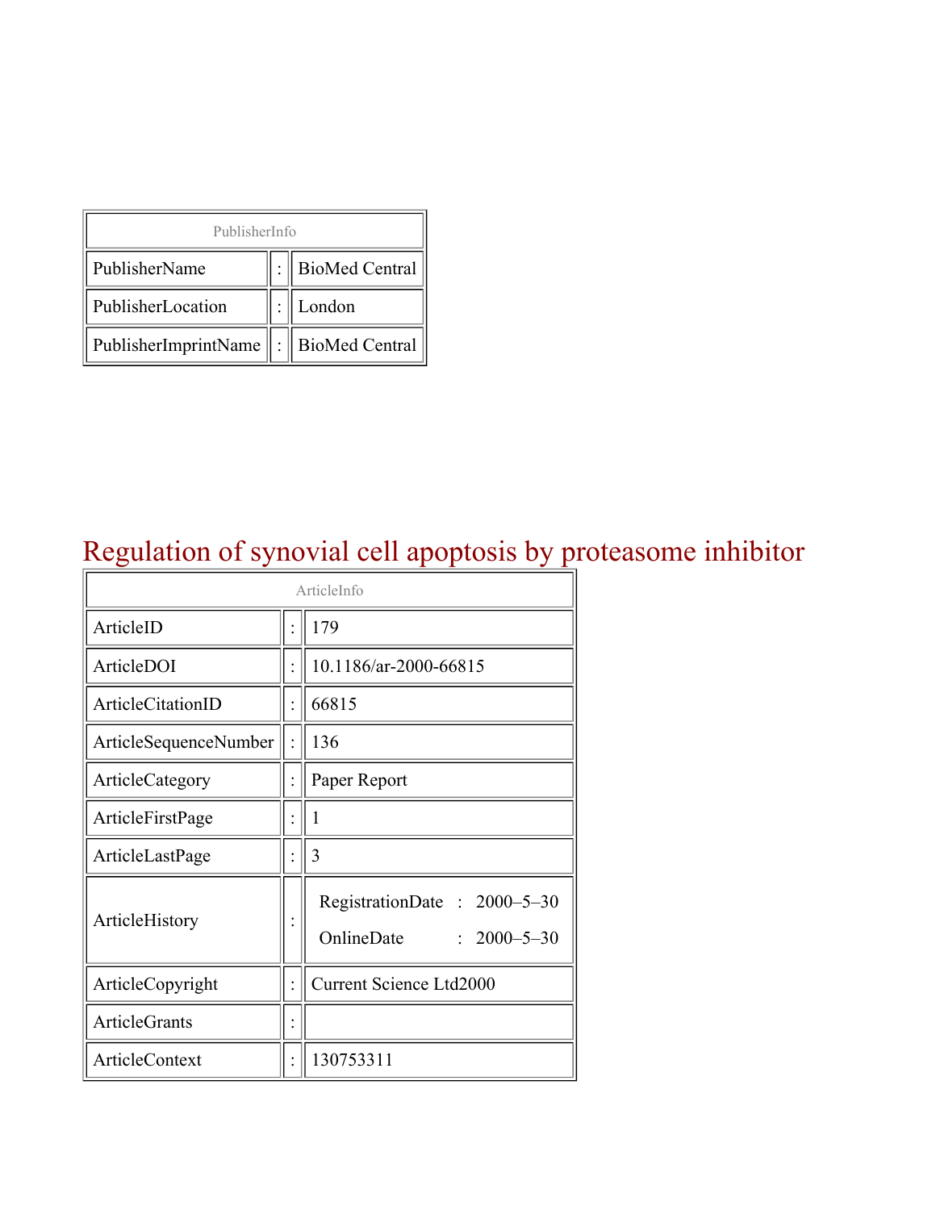| PublisherInfo | | |
|---|---|---|
| PublisherName | : | BioMed Central |
| PublisherLocation | : | London |
| PublisherImprintName | : | BioMed Central |

# Regulation of synovial cell apoptosis by proteasome inhibitor

| ArticleInfo | | |
|---|---|---|
| ArticleID | : | 179 |
| ArticleDOI | : | 10.1186/ar-2000-66815 |
| ArticleCitationID | : | 66815 |
| ArticleSequenceNumber | : | 136 |
| ArticleCategory | : | Paper Report |
| ArticleFirstPage | : | 1 |
| ArticleLastPage | : | 3 |
| ArticleHistory | : | RegistrationDate : 2000–5–30<br>OnlineDate : 2000–5–30 |
| ArticleCopyright | : | Current Science Ltd2000 |
| ArticleGrants | : | |
| ArticleContext | : | 130753311 |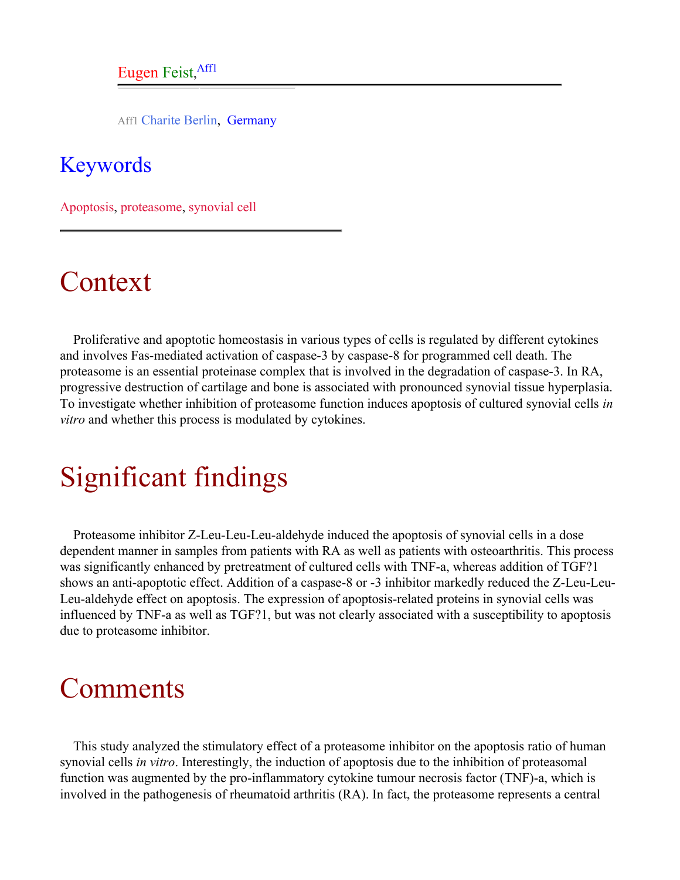Eugen Feist,[Aff1]

Aff1 Charite Berlin, Germany

## Keywords

Apoptosis, proteasome, synovial cell

# Context

Proliferative and apoptotic homeostasis in various types of cells is regulated by different cytokines and involves Fas-mediated activation of caspase-3 by caspase-8 for programmed cell death. The proteasome is an essential proteinase complex that is involved in the degradation of caspase-3. In RA, progressive destruction of cartilage and bone is associated with pronounced synovial tissue hyperplasia. To investigate whether inhibition of proteasome function induces apoptosis of cultured synovial cells *in vitro* and whether this process is modulated by cytokines.

# Significant findings

Proteasome inhibitor Z-Leu-Leu-Leu-aldehyde induced the apoptosis of synovial cells in a dose dependent manner in samples from patients with RA as well as patients with osteoarthritis. This process was significantly enhanced by pretreatment of cultured cells with TNF-a, whereas addition of TGF?1 shows an anti-apoptotic effect. Addition of a caspase-8 or -3 inhibitor markedly reduced the Z-Leu-Leu-Leu-aldehyde effect on apoptosis. The expression of apoptosis-related proteins in synovial cells was influenced by TNF-a as well as TGF?1, but was not clearly associated with a susceptibility to apoptosis due to proteasome inhibitor.

# Comments

This study analyzed the stimulatory effect of a proteasome inhibitor on the apoptosis ratio of human synovial cells *in vitro*. Interestingly, the induction of apoptosis due to the inhibition of proteasomal function was augmented by the pro-inflammatory cytokine tumour necrosis factor (TNF)-a, which is involved in the pathogenesis of rheumatoid arthritis (RA). In fact, the proteasome represents a central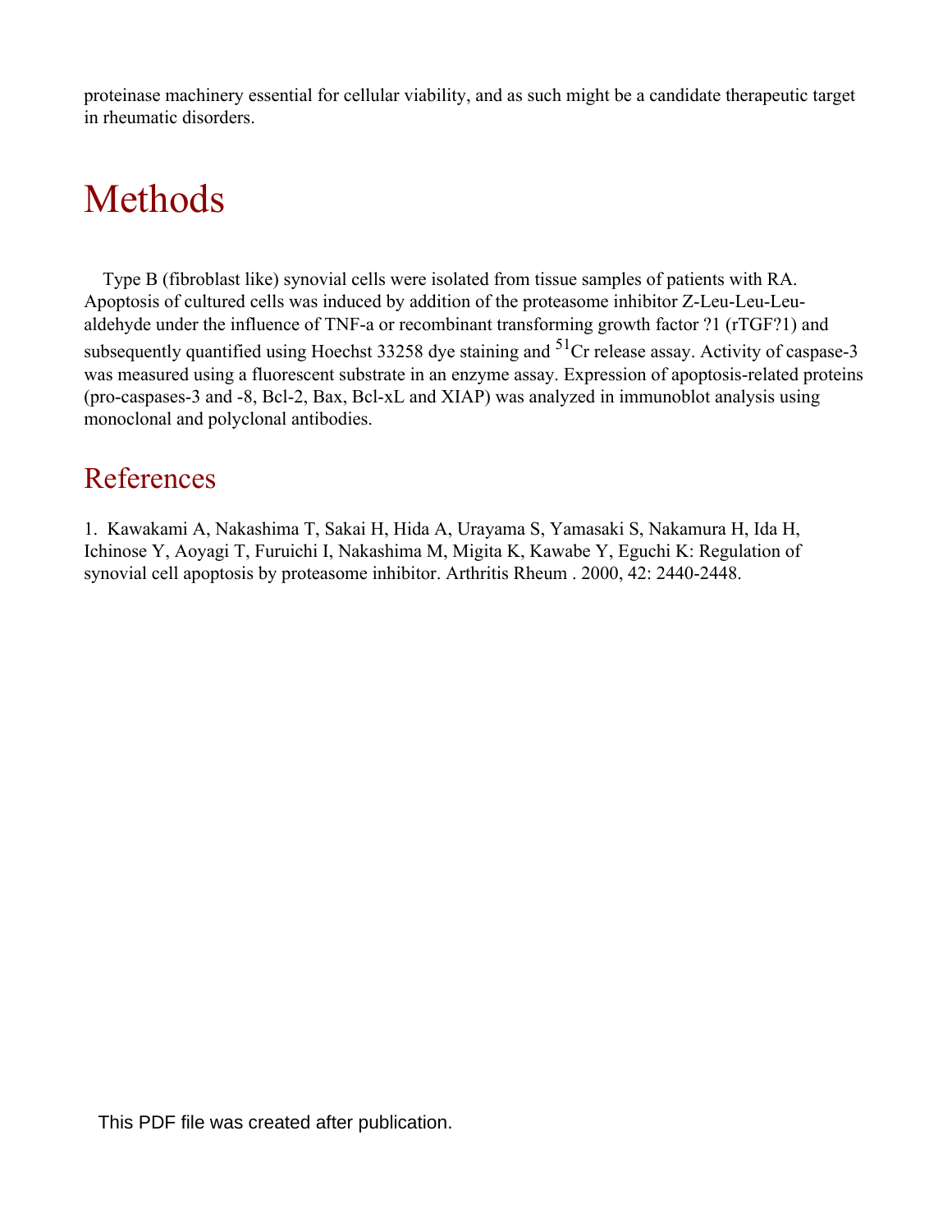proteinase machinery essential for cellular viability, and as such might be a candidate therapeutic target in rheumatic disorders.

# Methods

Type B (fibroblast like) synovial cells were isolated from tissue samples of patients with RA. Apoptosis of cultured cells was induced by addition of the proteasome inhibitor Z-Leu-Leu-Leu-aldehyde under the influence of TNF-a or recombinant transforming growth factor ?1 (rTGF?1) and subsequently quantified using Hoechst 33258 dye staining and $^{51}Cr$ release assay. Activity of caspase-3 was measured using a fluorescent substrate in an enzyme assay. Expression of apoptosis-related proteins (pro-caspases-3 and -8, Bcl-2, Bax, Bcl-xL and XIAP) was analyzed in immunoblot analysis using monoclonal and polyclonal antibodies.

## References

1. Kawakami A, Nakashima T, Sakai H, Hida A, Urayama S, Yamasaki S, Nakamura H, Ida H, Ichinose Y, Aoyagi T, Furuichi I, Nakashima M, Migita K, Kawabe Y, Eguchi K: Regulation of synovial cell apoptosis by proteasome inhibitor. Arthritis Rheum . 2000, 42: 2440-2448.

This PDF file was created after publication.